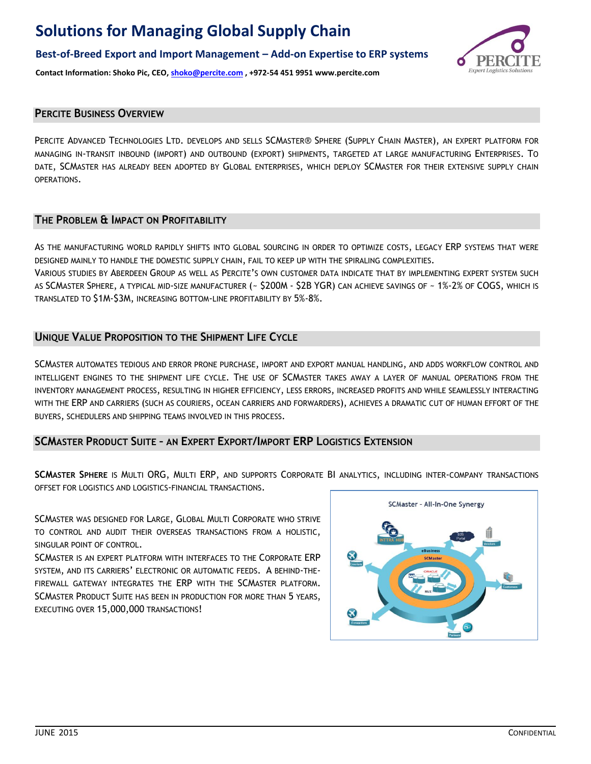# Solutions for Managing Global Supply Chain

### Best-of-Breed Export and Import Management – Add-on Expertise to ERP systems

**Contact Information: Shoko Pic, CEO, shoko@percite.com , +972-54 451 9951 www.percite.com**

## Percite Business Overview

Percite Advanced Technologies Ltd. develops and sells SCMaster® Sphere (Supply Chain Master), an expert platform for managing in-transit inbound (import) and outbound (export) shipments, targeted at large manufacturing Enterprises. To date, SCMaster has already been adopted by Global enterprises, which deploy SCMaster for their extensive supply chain operations.

## The Problem & Impact on Profitability

As the manufacturing world rapidly shifts into global sourcing in order to optimize costs, legacy ERP systems that were designed mainly to handle the domestic supply chain, fail to keep up with the spiraling complexities.

Various studies by Aberdeen Group as well as Percite's own customer data indicate that by implementing expert system such as SCMaster Sphere, a typical mid-size manufacturer (~ $200M - $2B YGR) can achieve savings of ~ 1%-2% of COGS, which is translated to $1M-$3M, increasing bottom-line profitability by 5%-8%.

## Unique Value Proposition to the Shipment Life Cycle

SCMaster automates tedious and error prone purchase, import and export manual handling, and adds workflow control and intelligent engines to the shipment life cycle. The use of SCMaster takes away a layer of manual operations from the inventory management process, resulting in higher efficiency, less errors, increased profits and while seamlessly interacting with the ERP and carriers (such as couriers, ocean carriers and forwarders), achieves a dramatic cut of human effort of the buyers, schedulers and shipping teams involved in this process.

## SCMaster Product Suite – an Expert Export/Import ERP Logistics Extension

**SCMaster Sphere** is Multi ORG, Multi ERP, and supports Corporate BI analytics, including inter-company transactions offset for logistics and logistics-financial transactions.

SCMaster was designed for Large, Global Multi Corporate who strive to control and audit their overseas transactions from a holistic, singular point of control.

SCMaster is an expert platform with interfaces to the Corporate ERP system, and its carriers' electronic or automatic feeds. A behind-the-firewall gateway integrates the ERP with the SCMaster platform.

SCMaster Product Suite has been in production for more than 5 years, executing over 15,000,000 transactions!

SCMaster - All-In-One Synergy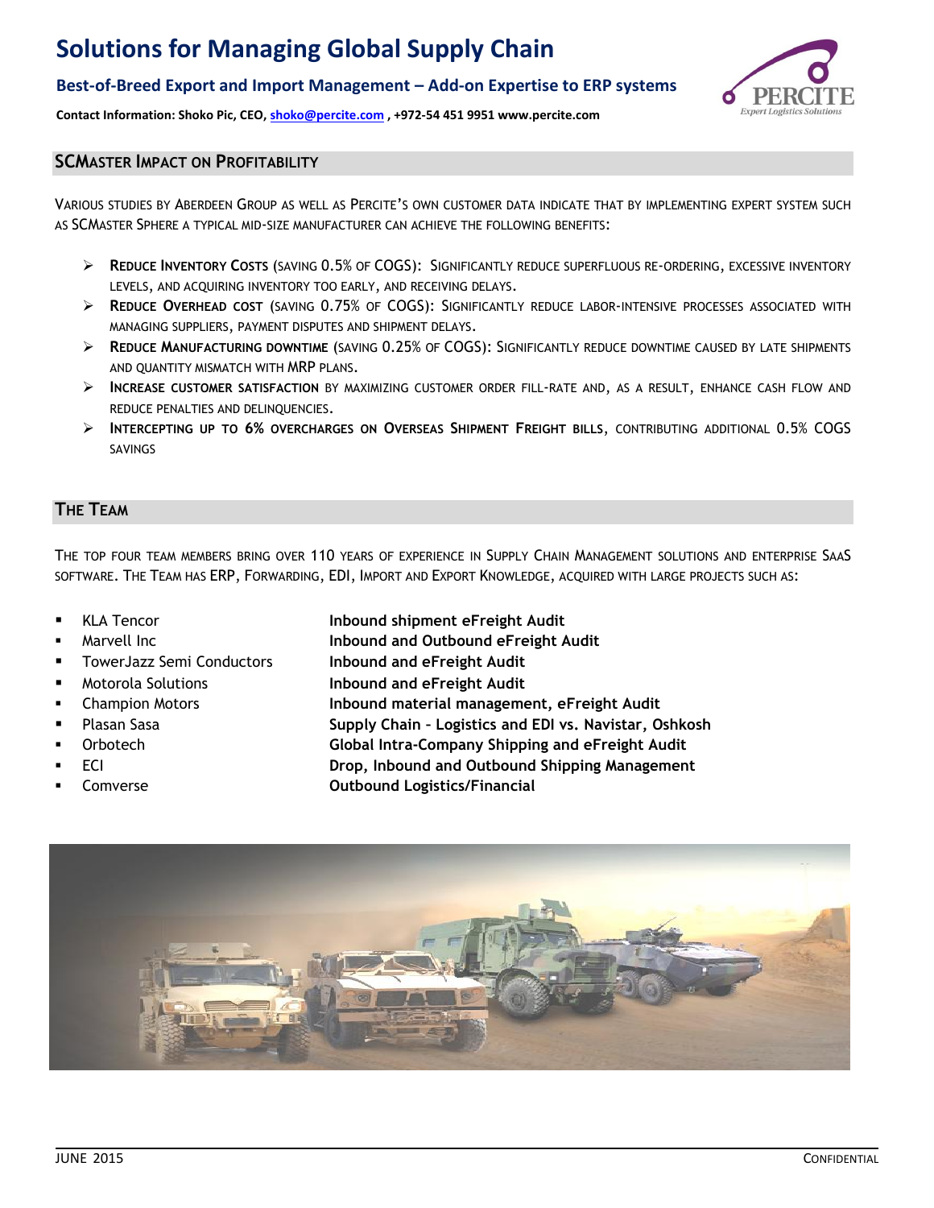# Solutions for Managing Global Supply Chain

**Best-of-Breed Export and Import Management – Add-on Expertise to ERP systems**

**Contact Information: Shoko Pic, CEO, shoko@percite.com , +972-54 451 9951 www.percite.com**

## SCMaster Impact on Profitability

Various studies by Aberdeen Group as well as Percite's own customer data indicate that by implementing expert system such as SCMaster Sphere a typical mid-size manufacturer can achieve the following benefits:

- **Reduce Inventory Costs** (saving 0.5% of COGS): Significantly reduce superfluous re-ordering, excessive inventory levels, and acquiring inventory too early, and receiving delays.
- **Reduce Overhead cost** (saving 0.75% of COGS): Significantly reduce labor-intensive processes associated with managing suppliers, payment disputes and shipment delays.
- **Reduce Manufacturing downtime** (saving 0.25% of COGS): Significantly reduce downtime caused by late shipments and quantity mismatch with MRP plans.
- **Increase customer satisfaction** by maximizing customer order fill-rate and, as a result, enhance cash flow and reduce penalties and delinquencies.
- **Intercepting up to 6% overcharges on Overseas Shipment Freight bills**, contributing additional 0.5% COGS savings

## The Team

The top four team members bring over 110 years of experience in Supply Chain Management solutions and enterprise SaaS software. The Team has ERP, Forwarding, EDI, Import and Export Knowledge, acquired with large projects such as:

- KLA Tencor — **Inbound shipment eFreight Audit**
- Marvell Inc — **Inbound and Outbound eFreight Audit**
- TowerJazz Semi Conductors — **Inbound and eFreight Audit**
- Motorola Solutions — **Inbound and eFreight Audit**
- Champion Motors — **Inbound material management, eFreight Audit**
- Plasan Sasa — **Supply Chain - Logistics and EDI vs. Navistar, Oshkosh**
- Orbotech — **Global Intra-Company Shipping and eFreight Audit**
- ECI — **Drop, Inbound and Outbound Shipping Management**
- Comverse — **Outbound Logistics/Financial**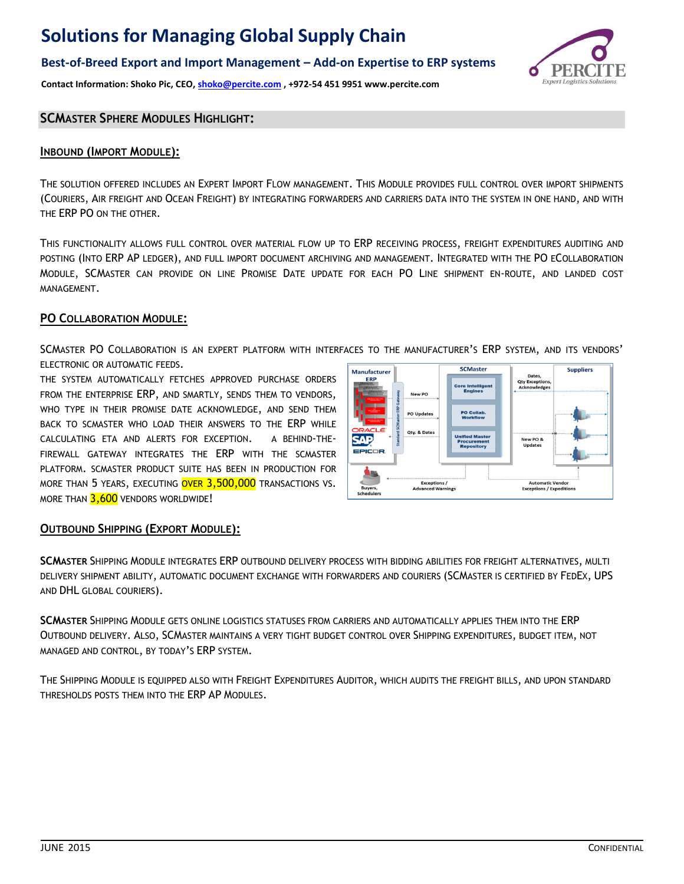# Solutions for Managing Global Supply Chain

## Best-of-Breed Export and Import Management – Add-on Expertise to ERP systems

**Contact Information: Shoko Pic, CEO, shoko@percite.com , +972-54 451 9951 www.percite.com**

## SCMaster Sphere Modules Highlight:

### Inbound (Import Module):

The solution offered includes an Expert Import Flow management. This Module provides full control over import shipments (Couriers, Air Freight and Ocean Freight) by integrating forwarders and carriers data into the system in one hand, and with the ERP PO on the other.

This functionality allows full control over material flow up to ERP receiving process, freight expenditures auditing and posting (Into ERP AP ledger), and full import document archiving and management. Integrated with the PO eCollaboration Module, SCMaster can provide on line Promise Date update for each PO Line shipment en-route, and landed cost management.

### PO Collaboration Module:

SCMaster PO Collaboration is an expert platform with interfaces to the manufacturer's ERP system, and its vendors' electronic or automatic feeds.

The system automatically fetches approved purchase orders from the enterprise ERP, and smartly, sends them to vendors, who type in their promise date acknowledge, and send them back to SCMaster who load their answers to the ERP while calculating ETA and alerts for exception. A behind-the-firewall gateway integrates the ERP with the SCMaster platform. SCMaster product suite has been in production for more than 5 years, executing over 3,500,000 transactions vs. more than 3,600 vendors worldwide!

### Outbound Shipping (Export Module):

**SCMaster** Shipping Module integrates ERP outbound delivery process with bidding abilities for freight alternatives, multi delivery shipment ability, automatic document exchange with forwarders and couriers (SCMaster is certified by FedEx, UPS and DHL global couriers).

**SCMaster** Shipping Module gets online logistics statuses from carriers and automatically applies them into the ERP Outbound delivery. Also, SCMaster maintains a very tight budget control over Shipping expenditures, budget item, not managed and control, by today's ERP system.

The Shipping Module is equipped also with Freight Expenditures Auditor, which audits the freight bills, and upon standard thresholds posts them into the ERP AP Modules.

June 2015 Confidential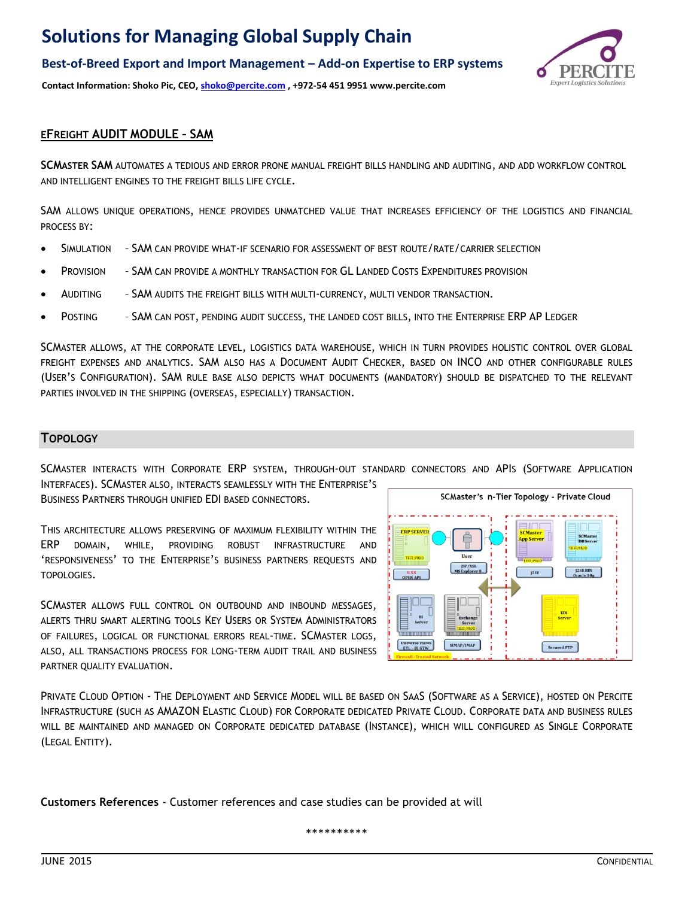# Solutions for Managing Global Supply Chain

### Best-of-Breed Export and Import Management – Add-on Expertise to ERP systems

**Contact Information: Shoko Pic, CEO, shoko@percite.com , +972-54 451 9951 www.percite.com**

## eFREIGHT AUDIT MODULE – SAM

**SCMASTER SAM** AUTOMATES A TEDIOUS AND ERROR PRONE MANUAL FREIGHT BILLS HANDLING AND AUDITING, AND ADD WORKFLOW CONTROL AND INTELLIGENT ENGINES TO THE FREIGHT BILLS LIFE CYCLE.

SAM ALLOWS UNIQUE OPERATIONS, HENCE PROVIDES UNMATCHED VALUE THAT INCREASES EFFICIENCY OF THE LOGISTICS AND FINANCIAL PROCESS BY:

- SIMULATION – SAM CAN PROVIDE WHAT-IF SCENARIO FOR ASSESSMENT OF BEST ROUTE/RATE/CARRIER SELECTION
- PROVISION – SAM CAN PROVIDE A MONTHLY TRANSACTION FOR GL LANDED COSTS EXPENDITURES PROVISION
- AUDITING – SAM AUDITS THE FREIGHT BILLS WITH MULTI-CURRENCY, MULTI VENDOR TRANSACTION.
- POSTING – SAM CAN POST, PENDING AUDIT SUCCESS, THE LANDED COST BILLS, INTO THE ENTERPRISE ERP AP LEDGER

SCMASTER ALLOWS, AT THE CORPORATE LEVEL, LOGISTICS DATA WAREHOUSE, WHICH IN TURN PROVIDES HOLISTIC CONTROL OVER GLOBAL FREIGHT EXPENSES AND ANALYTICS. SAM ALSO HAS A DOCUMENT AUDIT CHECKER, BASED ON INCO AND OTHER CONFIGURABLE RULES (USER'S CONFIGURATION). SAM RULE BASE ALSO DEPICTS WHAT DOCUMENTS (MANDATORY) SHOULD BE DISPATCHED TO THE RELEVANT PARTIES INVOLVED IN THE SHIPPING (OVERSEAS, ESPECIALLY) TRANSACTION.

## TOPOLOGY

SCMASTER INTERACTS WITH CORPORATE ERP SYSTEM, THROUGH-OUT STANDARD CONNECTORS AND APIS (SOFTWARE APPLICATION INTERFACES). SCMASTER ALSO, INTERACTS SEAMLESSLY WITH THE ENTERPRISE'S BUSINESS PARTNERS THROUGH UNIFIED EDI BASED CONNECTORS.

THIS ARCHITECTURE ALLOWS PRESERVING OF MAXIMUM FLEXIBILITY WITHIN THE ERP DOMAIN, WHILE, PROVIDING ROBUST INFRASTRUCTURE AND 'RESPONSIVENESS' TO THE ENTERPRISE'S BUSINESS PARTNERS REQUESTS AND TOPOLOGIES.

SCMASTER ALLOWS FULL CONTROL ON OUTBOUND AND INBOUND MESSAGES, ALERTS THRU SMART ALERTING TOOLS KEY USERS OR SYSTEM ADMINISTRATORS OF FAILURES, LOGICAL OR FUNCTIONAL ERRORS REAL-TIME. SCMASTER LOGS, ALSO, ALL TRANSACTIONS PROCESS FOR LONG-TERM AUDIT TRAIL AND BUSINESS PARTNER QUALITY EVALUATION.

SCMaster's n-Tier Topology - Private Cloud

ERP SERVER
TEST/PROD
R XX
OPEN API
User
JSP/XSL
MS Explorer 8.
SCMaster App Server
TEST/PROD
J2EE
SCMaster DB Server
TEST/PROD
J2EE BIN
Oracle 10g
BI Server
Universe Views
ETL – BI GTW
Exchange Server
TEST/PROD
SIMAP/IMAP
EDI Server
Secured FTP
Firewall - Trusted Network

PRIVATE CLOUD OPTION - THE DEPLOYMENT AND SERVICE MODEL WILL BE BASED ON SAAS (SOFTWARE AS A SERVICE), HOSTED ON PERCITE INFRASTRUCTURE (SUCH AS AMAZON ELASTIC CLOUD) FOR CORPORATE DEDICATED PRIVATE CLOUD. CORPORATE DATA AND BUSINESS RULES WILL BE MAINTAINED AND MANAGED ON CORPORATE DEDICATED DATABASE (INSTANCE), WHICH WILL CONFIGURED AS SINGLE CORPORATE (LEGAL ENTITY).

**Customers References** - Customer references and case studies can be provided at will

**********